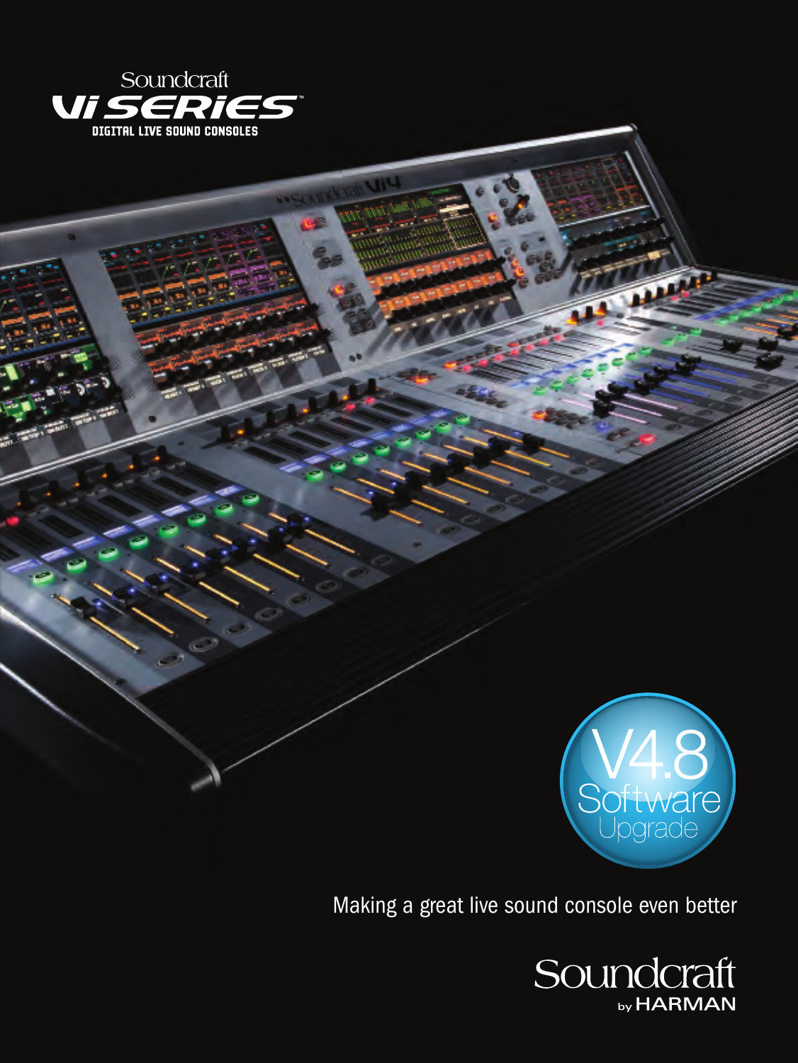Soundcraft

# Vi SERiES™

DIGITAL LIVE SOUND CONSOLES

V4.8

Software

Upgrade

Making a great live sound console even better

Soundcraft

by HARMAN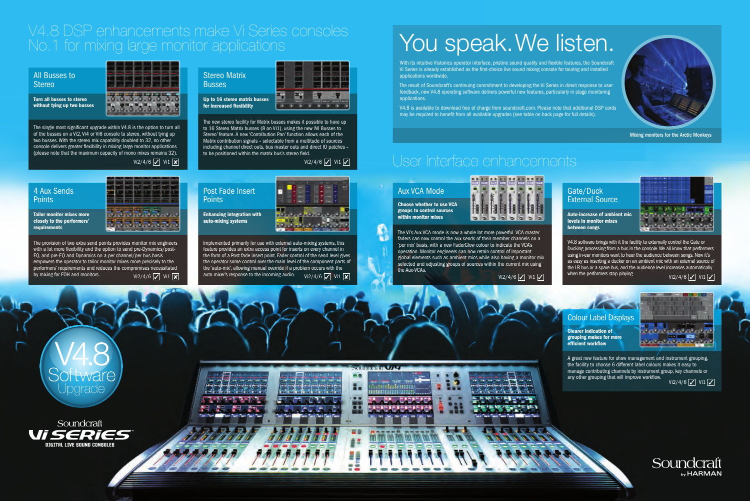# V4.8 DSP enhancements make Vi Series consoles No.1 for mixing large monitor applications

### All Busses to Stereo

**Turn all busses to stereo without tying up two busses**

The single most significant upgrade within V4.8 is the option to turn all of the busses on a Vi2, Vi4 or Vi6 console to stereo, without tying up two busses. With the stereo mix capability doubled to 32, no other console delivers greater flexibility in mixing large monitor applications (please note that the maximum capacity of mono mixes remains 32).

Vi2/4/6 ☑ Vi1 ☒

### Stereo Matrix Busses

**Up to 16 stereo matrix busses for increased flexibility**

The new stereo facility for Matrix busses makes it possible to have up to 16 Stereo Matrix busses (8 on Vi1), using the new 'All Busses to Stereo' feature. A new 'Contribution Pan' function allows each of the Matrix contribution signals – selectable from a multitude of sources including channel direct outs, bus master outs and direct IO patches – to be positioned within the matrix bus's stereo field.

Vi2/4/6 ☑ Vi1 ☑

### 4 Aux Sends Points

**Tailor monitor mixes more closely to the performers' requirements**

The provision of two extra send points provides monitor mix engineers with a lot more flexibility and the option to send pre-Dynamics/post-EQ, and pre-EQ and Dynamics on a per channel/per bus basis empowers the operator to tailor monitor mixes more precisely to the performers' requirements and reduces the compromises necessitated by mixing for FOH and monitors.

Vi2/4/6 ☑ Vi1 ☒

### Post Fade Insert Points

**Enhancing integration with auto-mixing systems**

Implemented primarily for use with external auto-mixing systems, this feature provides an extra access point for inserts on every channel in the form of a Post fade insert point. Fader control of the send level gives the operator some control over the main level of the component parts of the 'auto-mix', allowing manual override if a problem occurs with the auto mixer's response to the incoming audio.

Vi2/4/6 ☑ Vi1 ☒

# You speak. We listen.

With its intuitive Vistonics operator interface, pristine sound quality and flexible features, the Soundcraft Vi Series is already established as the first-choice live sound mixing console for touring and installed applications worldwide.

The result of Soundcraft's continuing commitment to developing the Vi Series in direct response to user feedback, new V4.8 operating software delivers powerful new features, particularly in stage monitoring applications.

V4.8 is available to download free of charge from soundcraft.com. Please note that additional DSP cards may be required to benefit from all available upgrades (see table on back page for full details).

Mixing monitors for the Arctic Monkeys

# User Interface enhancements

### Aux VCA Mode

**Choose whether to use VCA groups to control sources within monitor mixes**

The Vi's Aux VCA mode is now a whole lot more powerful. VCA master faders can now control the aux sends of their member channels on a 'per mix' basis, with a new FaderGlow colour to indicate the VCA's operation. Monitor engineers can now retain control of important global elements such as ambient mics while also having a monitor mix selected and adjusting groups of sources within the current mix using the Aux-VCAs.

Vi2/4/6 ☑ Vi1 ☑

### Gate/Duck External Source

**Auto-increase of ambient mic levels in monitor mixes between songs**

V4.8 software brings with it the facility to externally control the Gate or Ducking processing from a bus in the console. We all know that performers using in-ear monitors want to hear the audience between songs. Now it's as easy as inserting a ducker on an ambient mic with an external source of the LR bus or a spare bus, and the audience level increases automatically when the performers stop playing.

Vi2/4/6 ☑ Vi1 ☑

### Colour Label Displays

**Clearer indication of grouping makes for more efficient workflow**

A great new feature for show management and instrument grouping, the facility to choose 6 different label colours makes it easy to manage contributing channels by instrument group, key channels or any other grouping that will improve workflow.

Vi2/4/6 ☑ Vi1 ☑

V4.8 Software Upgrade

Soundcraft Vi SERIES DIGITAL LIVE SOUND CONSOLES

Soundcraft by HARMAN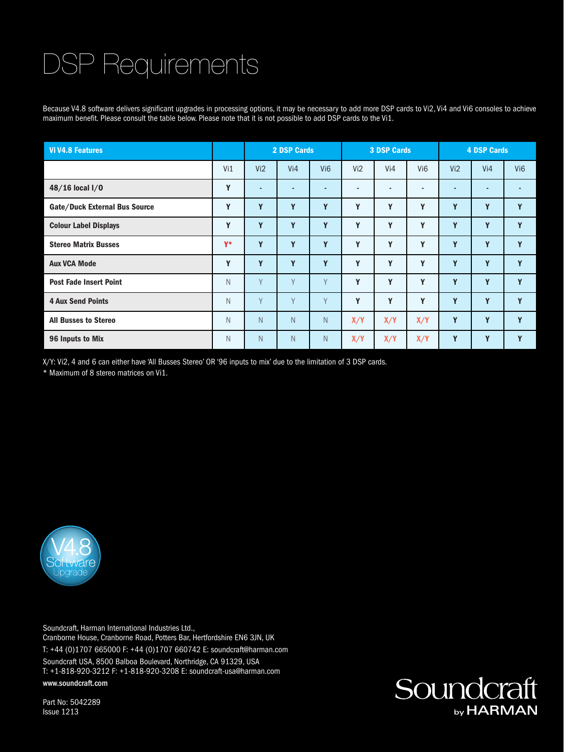# DSP Requirements

Because V4.8 software delivers significant upgrades in processing options, it may be necessary to add more DSP cards to Vi2, Vi4 and Vi6 consoles to achieve maximum benefit. Please consult the table below. Please note that it is not possible to add DSP cards to the Vi1.

| Vi V4.8 Features | | 2 DSP Cards | | | 3 DSP Cards | | | 4 DSP Cards | | |
|---|---|---|---|---|---|---|---|---|---|---|
| | Vi1 | Vi2 | Vi4 | Vi6 | Vi2 | Vi4 | Vi6 | Vi2 | Vi4 | Vi6 |
| 48/16 local I/O | Y | - | - | - | - | - | - | - | - | - |
| Gate/Duck External Bus Source | Y | Y | Y | Y | Y | Y | Y | Y | Y | Y |
| Colour Label Displays | Y | Y | Y | Y | Y | Y | Y | Y | Y | Y |
| Stereo Matrix Busses | Y* | Y | Y | Y | Y | Y | Y | Y | Y | Y |
| Aux VCA Mode | Y | Y | Y | Y | Y | Y | Y | Y | Y | Y |
| Post Fade Insert Point | N | Y | Y | Y | Y | Y | Y | Y | Y | Y |
| 4 Aux Send Points | N | Y | Y | Y | Y | Y | Y | Y | Y | Y |
| All Busses to Stereo | N | N | N | N | X/Y | X/Y | X/Y | Y | Y | Y |
| 96 Inputs to Mix | N | N | N | N | X/Y | X/Y | X/Y | Y | Y | Y |

X/Y: Vi2, 4 and 6 can either have 'All Busses Stereo' OR '96 inputs to mix' due to the limitation of 3 DSP cards.

* Maximum of 8 stereo matrices on Vi1.

V4.8 Software Upgrade

Soundcraft, Harman International Industries Ltd.,
Cranborne House, Cranborne Road, Potters Bar, Hertfordshire EN6 3JN, UK
T: +44 (0)1707 665000 F: +44 (0)1707 660742 E: soundcraft@harman.com

Soundcraft USA, 8500 Balboa Boulevard, Northridge, CA 91329, USA
T: +1-818-920-3212 F: +1-818-920-3208 E: soundcraft-usa@harman.com

www.soundcraft.com

Part No: 5042289
Issue 1213

Soundcraft by HARMAN